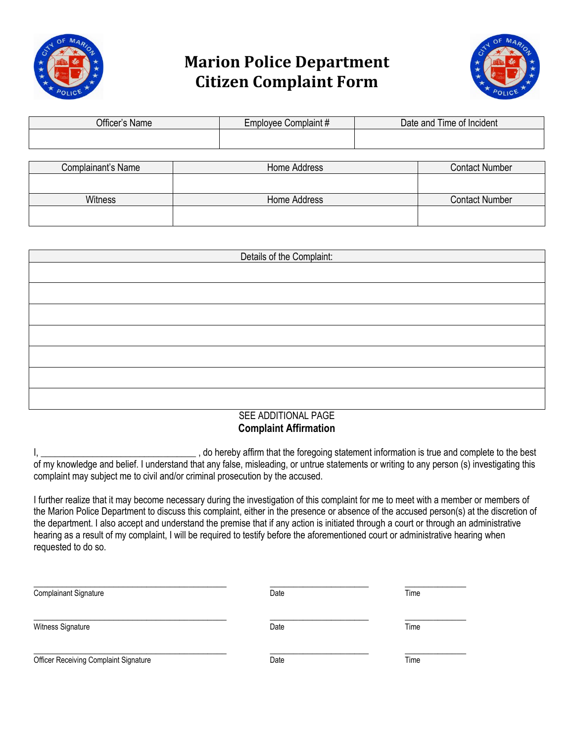# Marion Police Department
# Citizen Complaint Form

| Officer's Name | Employee Complaint # | Date and Time of Incident |
|---|---|---|
| | | |

| Complainant's Name | Home Address | Contact Number |
|---|---|---|
| | | |
| Witness | Home Address | Contact Number |
| | | |

| Details of the Complaint: |
|---|
| |
| |
| |
| |
| |
| |
| |

SEE ADDITIONAL PAGE

**Complaint Affirmation**

I, ________________________________ , do hereby affirm that the foregoing statement information is true and complete to the best of my knowledge and belief. I understand that any false, misleading, or untrue statements or writing to any person (s) investigating this complaint may subject me to civil and/or criminal prosecution by the accused.

I further realize that it may become necessary during the investigation of this complaint for me to meet with a member or members of the Marion Police Department to discuss this complaint, either in the presence or absence of the accused person(s) at the discretion of the department. I also accept and understand the premise that if any action is initiated through a court or through an administrative hearing as a result of my complaint, I will be required to testify before the aforementioned court or administrative hearing when requested to do so.

________________________________________ ______________________ ______________

Complainant Signature Date Time

________________________________________ ______________________ ______________

Witness Signature Date Time

________________________________________ ______________________ ______________

Officer Receiving Complaint Signature Date Time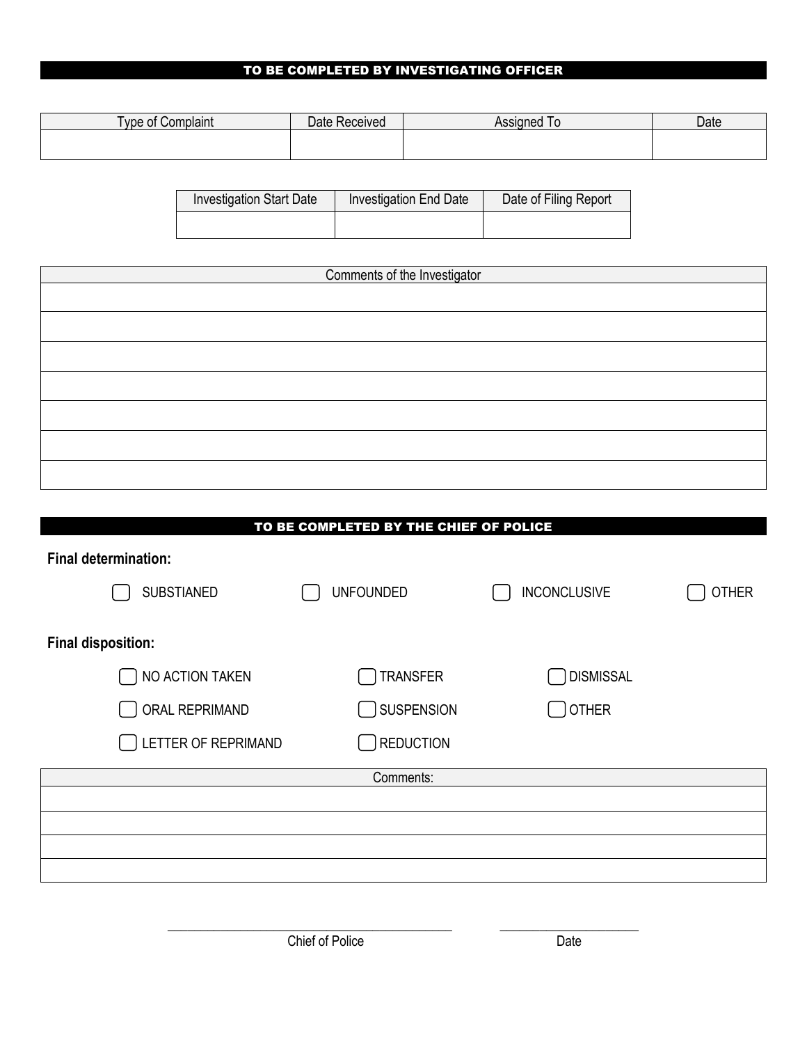## TO BE COMPLETED BY INVESTIGATING OFFICER

| Type of Complaint | Date Received | Assigned To | Date |
| --- | --- | --- | --- |
| | | | |

| Investigation Start Date | Investigation End Date | Date of Filing Report |
| --- | --- | --- |
| | | |

| Comments of the Investigator |
| --- |
| |
| |
| |
| |
| |
| |
| |

## TO BE COMPLETED BY THE CHIEF OF POLICE

**Final determination:**

- [ ] SUBSTIANED
- [ ] UNFOUNDED
- [ ] INCONCLUSIVE
- [ ] OTHER

**Final disposition:**

- [ ] NO ACTION TAKEN
- [ ] ORAL REPRIMAND
- [ ] LETTER OF REPRIMAND
- [ ] TRANSFER
- [ ] SUSPENSION
- [ ] REDUCTION
- [ ] DISMISSAL
- [ ] OTHER

| Comments: |
| --- |
| |
| |
| |
| |

_______________________________________________ Chief of Police

______________________ Date